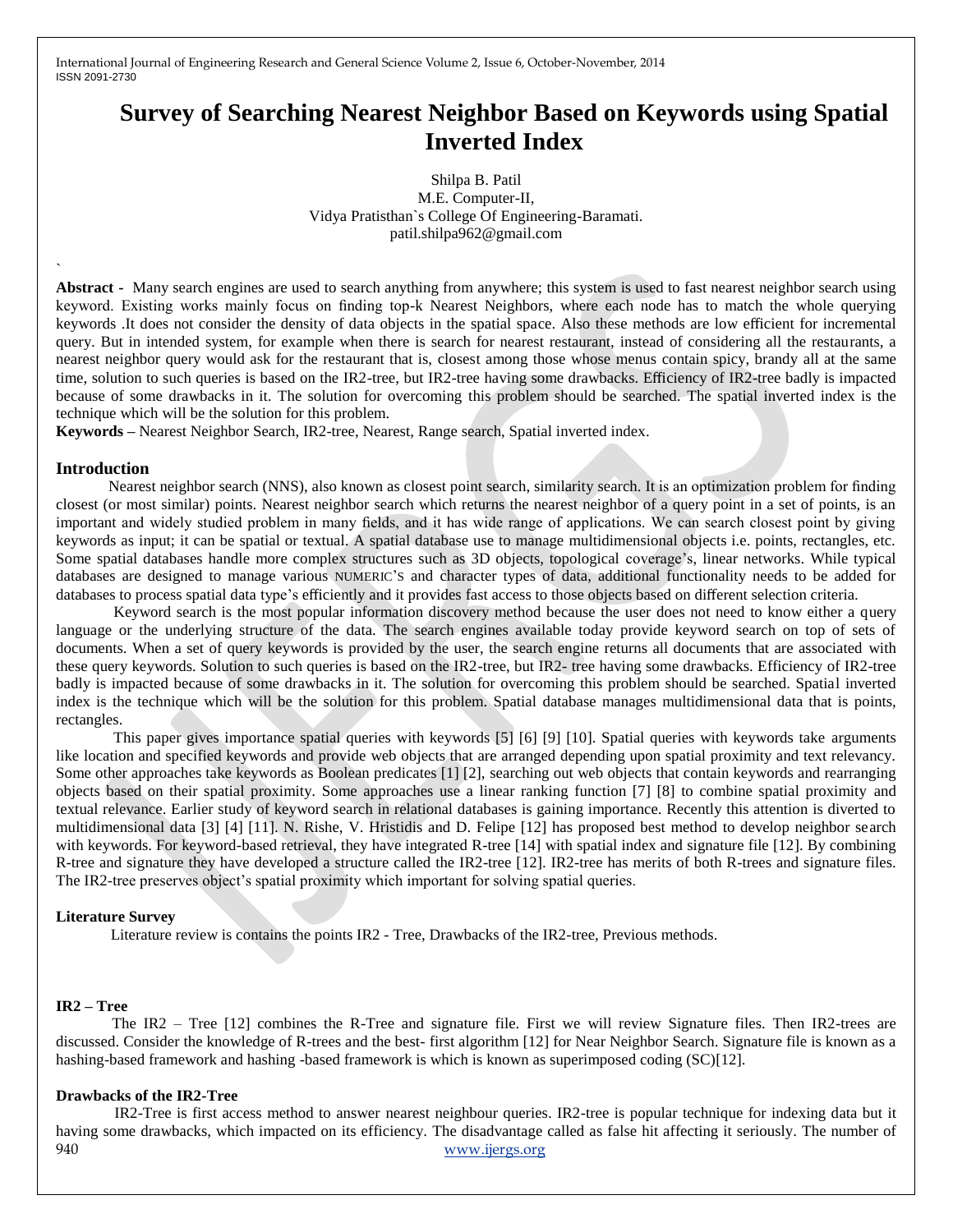# Survey of Searching Nearest Neighbor Based on Keywords using Spatial Inverted Index

Shilpa B. Patil
M.E. Computer-II,
Vidya Pratisthan`s College Of Engineering-Baramati.
patil.shilpa962@gmail.com

`

**Abstract -** Many search engines are used to search anything from anywhere; this system is used to fast nearest neighbor search using keyword. Existing works mainly focus on finding top-k Nearest Neighbors, where each node has to match the whole querying keywords .It does not consider the density of data objects in the spatial space. Also these methods are low efficient for incremental query. But in intended system, for example when there is search for nearest restaurant, instead of considering all the restaurants, a nearest neighbor query would ask for the restaurant that is, closest among those whose menus contain spicy, brandy all at the same time, solution to such queries is based on the IR2-tree, but IR2-tree having some drawbacks. Efficiency of IR2-tree badly is impacted because of some drawbacks in it. The solution for overcoming this problem should be searched. The spatial inverted index is the technique which will be the solution for this problem.

**Keywords –** Nearest Neighbor Search, IR2-tree, Nearest, Range search, Spatial inverted index.

## Introduction

Nearest neighbor search (NNS), also known as closest point search, similarity search. It is an optimization problem for finding closest (or most similar) points. Nearest neighbor search which returns the nearest neighbor of a query point in a set of points, is an important and widely studied problem in many fields, and it has wide range of applications. We can search closest point by giving keywords as input; it can be spatial or textual. A spatial database use to manage multidimensional objects i.e. points, rectangles, etc. Some spatial databases handle more complex structures such as 3D objects, topological coverage's, linear networks. While typical databases are designed to manage various NUMERIC'S and character types of data, additional functionality needs to be added for databases to process spatial data type's efficiently and it provides fast access to those objects based on different selection criteria.

Keyword search is the most popular information discovery method because the user does not need to know either a query language or the underlying structure of the data. The search engines available today provide keyword search on top of sets of documents. When a set of query keywords is provided by the user, the search engine returns all documents that are associated with these query keywords. Solution to such queries is based on the IR2-tree, but IR2- tree having some drawbacks. Efficiency of IR2-tree badly is impacted because of some drawbacks in it. The solution for overcoming this problem should be searched. Spatial inverted index is the technique which will be the solution for this problem. Spatial database manages multidimensional data that is points, rectangles.

This paper gives importance spatial queries with keywords [5] [6] [9] [10]. Spatial queries with keywords take arguments like location and specified keywords and provide web objects that are arranged depending upon spatial proximity and text relevancy. Some other approaches take keywords as Boolean predicates [1] [2], searching out web objects that contain keywords and rearranging objects based on their spatial proximity. Some approaches use a linear ranking function [7] [8] to combine spatial proximity and textual relevance. Earlier study of keyword search in relational databases is gaining importance. Recently this attention is diverted to multidimensional data [3] [4] [11]. N. Rishe, V. Hristidis and D. Felipe [12] has proposed best method to develop neighbor search with keywords. For keyword-based retrieval, they have integrated R-tree [14] with spatial index and signature file [12]. By combining R-tree and signature they have developed a structure called the IR2-tree [12]. IR2-tree has merits of both R-trees and signature files. The IR2-tree preserves object's spatial proximity which important for solving spatial queries.

## Literature Survey

Literature review is contains the points IR2 - Tree, Drawbacks of the IR2-tree, Previous methods.

### IR2 – Tree

The IR2 – Tree [12] combines the R-Tree and signature file. First we will review Signature files. Then IR2-trees are discussed. Consider the knowledge of R-trees and the best- first algorithm [12] for Near Neighbor Search. Signature file is known as a hashing-based framework and hashing -based framework is which is known as superimposed coding (SC)[12].

### Drawbacks of the IR2-Tree

IR2-Tree is first access method to answer nearest neighbour queries. IR2-tree is popular technique for indexing data but it having some drawbacks, which impacted on its efficiency. The disadvantage called as false hit affecting it seriously. The number of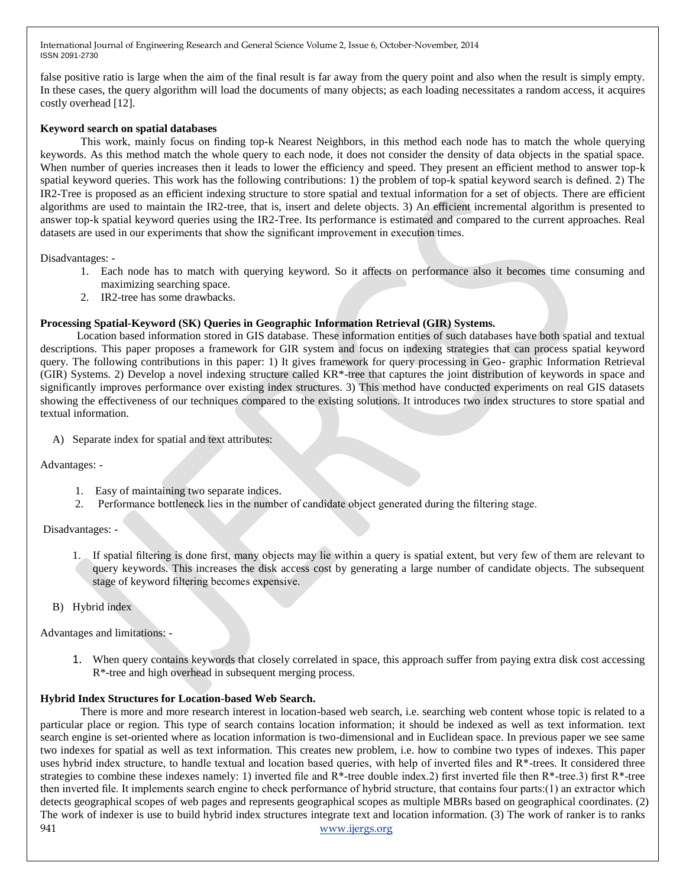false positive ratio is large when the aim of the final result is far away from the query point and also when the result is simply empty. In these cases, the query algorithm will load the documents of many objects; as each loading necessitates a random access, it acquires costly overhead [12].

**Keyword search on spatial databases**

This work, mainly focus on finding top-k Nearest Neighbors, in this method each node has to match the whole querying keywords. As this method match the whole query to each node, it does not consider the density of data objects in the spatial space. When number of queries increases then it leads to lower the efficiency and speed. They present an efficient method to answer top-k spatial keyword queries. This work has the following contributions: 1) the problem of top-k spatial keyword search is defined. 2) The IR2-Tree is proposed as an efficient indexing structure to store spatial and textual information for a set of objects. There are efficient algorithms are used to maintain the IR2-tree, that is, insert and delete objects. 3) An efficient incremental algorithm is presented to answer top-k spatial keyword queries using the IR2-Tree. Its performance is estimated and compared to the current approaches. Real datasets are used in our experiments that show the significant improvement in execution times.

Disadvantages: -

1. Each node has to match with querying keyword. So it affects on performance also it becomes time consuming and maximizing searching space.
2. IR2-tree has some drawbacks.

**Processing Spatial-Keyword (SK) Queries in Geographic Information Retrieval (GIR) Systems.**

Location based information stored in GIS database. These information entities of such databases have both spatial and textual descriptions. This paper proposes a framework for GIR system and focus on indexing strategies that can process spatial keyword query. The following contributions in this paper: 1) It gives framework for query processing in Geo- graphic Information Retrieval (GIR) Systems. 2) Develop a novel indexing structure called KR*-tree that captures the joint distribution of keywords in space and significantly improves performance over existing index structures. 3) This method have conducted experiments on real GIS datasets showing the effectiveness of our techniques compared to the existing solutions. It introduces two index structures to store spatial and textual information.

A) Separate index for spatial and text attributes:

Advantages: -

1. Easy of maintaining two separate indices.
2. Performance bottleneck lies in the number of candidate object generated during the filtering stage.

Disadvantages: -

1. If spatial filtering is done first, many objects may lie within a query is spatial extent, but very few of them are relevant to query keywords. This increases the disk access cost by generating a large number of candidate objects. The subsequent stage of keyword filtering becomes expensive.

B) Hybrid index

Advantages and limitations: -

1. When query contains keywords that closely correlated in space, this approach suffer from paying extra disk cost accessing R*-tree and high overhead in subsequent merging process.

**Hybrid Index Structures for Location-based Web Search.**

There is more and more research interest in location-based web search, i.e. searching web content whose topic is related to a particular place or region. This type of search contains location information; it should be indexed as well as text information. text search engine is set-oriented where as location information is two-dimensional and in Euclidean space. In previous paper we see same two indexes for spatial as well as text information. This creates new problem, i.e. how to combine two types of indexes. This paper uses hybrid index structure, to handle textual and location based queries, with help of inverted files and R*-trees. It considered three strategies to combine these indexes namely: 1) inverted file and R*-tree double index.2) first inverted file then R*-tree.3) first R*-tree then inverted file. It implements search engine to check performance of hybrid structure, that contains four parts:(1) an extractor which detects geographical scopes of web pages and represents geographical scopes as multiple MBRs based on geographical coordinates. (2) The work of indexer is use to build hybrid index structures integrate text and location information. (3) The work of ranker is to ranks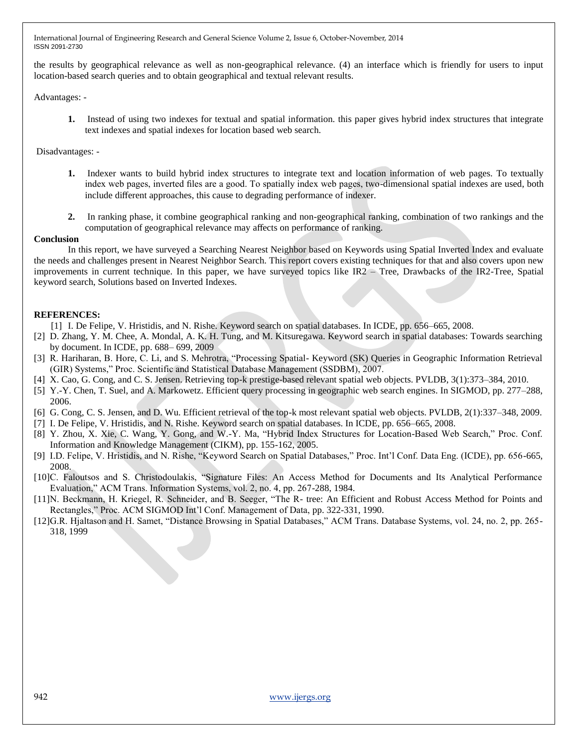the results by geographical relevance as well as non-geographical relevance. (4) an interface which is friendly for users to input location-based search queries and to obtain geographical and textual relevant results.

Advantages: -

1. Instead of using two indexes for textual and spatial information. this paper gives hybrid index structures that integrate text indexes and spatial indexes for location based web search.

Disadvantages: -

1. Indexer wants to build hybrid index structures to integrate text and location information of web pages. To textually index web pages, inverted files are a good. To spatially index web pages, two-dimensional spatial indexes are used, both include different approaches, this cause to degrading performance of indexer.

2. In ranking phase, it combine geographical ranking and non-geographical ranking, combination of two rankings and the computation of geographical relevance may affects on performance of ranking.

**Conclusion**

In this report, we have surveyed a Searching Nearest Neighbor based on Keywords using Spatial Inverted Index and evaluate the needs and challenges present in Nearest Neighbor Search. This report covers existing techniques for that and also covers upon new improvements in current technique. In this paper, we have surveyed topics like IR2 – Tree, Drawbacks of the IR2-Tree, Spatial keyword search, Solutions based on Inverted Indexes.

**REFERENCES:**

[1] I. De Felipe, V. Hristidis, and N. Rishe. Keyword search on spatial databases. In ICDE, pp. 656–665, 2008.

[2] D. Zhang, Y. M. Chee, A. Mondal, A. K. H. Tung, and M. Kitsuregawa. Keyword search in spatial databases: Towards searching by document. In ICDE, pp. 688– 699, 2009

[3] R. Hariharan, B. Hore, C. Li, and S. Mehrotra, "Processing Spatial- Keyword (SK) Queries in Geographic Information Retrieval (GIR) Systems," Proc. Scientific and Statistical Database Management (SSDBM), 2007.

[4] X. Cao, G. Cong, and C. S. Jensen. Retrieving top-k prestige-based relevant spatial web objects. PVLDB, 3(1):373–384, 2010.

[5] Y.-Y. Chen, T. Suel, and A. Markowetz. Efficient query processing in geographic web search engines. In SIGMOD, pp. 277–288, 2006.

[6] G. Cong, C. S. Jensen, and D. Wu. Efficient retrieval of the top-k most relevant spatial web objects. PVLDB, 2(1):337–348, 2009.

[7] I. De Felipe, V. Hristidis, and N. Rishe. Keyword search on spatial databases. In ICDE, pp. 656–665, 2008.

[8] Y. Zhou, X. Xie, C. Wang, Y. Gong, and W.-Y. Ma, "Hybrid Index Structures for Location-Based Web Search," Proc. Conf. Information and Knowledge Management (CIKM), pp. 155-162, 2005.

[9] I.D. Felipe, V. Hristidis, and N. Rishe, "Keyword Search on Spatial Databases," Proc. Int'l Conf. Data Eng. (ICDE), pp. 656-665, 2008.

[10] C. Faloutsos and S. Christodoulakis, "Signature Files: An Access Method for Documents and Its Analytical Performance Evaluation," ACM Trans. Information Systems, vol. 2, no. 4, pp. 267-288, 1984.

[11] N. Beckmann, H. Kriegel, R. Schneider, and B. Seeger, "The R- tree: An Efficient and Robust Access Method for Points and Rectangles," Proc. ACM SIGMOD Int'l Conf. Management of Data, pp. 322-331, 1990.

[12] G.R. Hjaltason and H. Samet, "Distance Browsing in Spatial Databases," ACM Trans. Database Systems, vol. 24, no. 2, pp. 265-318, 1999